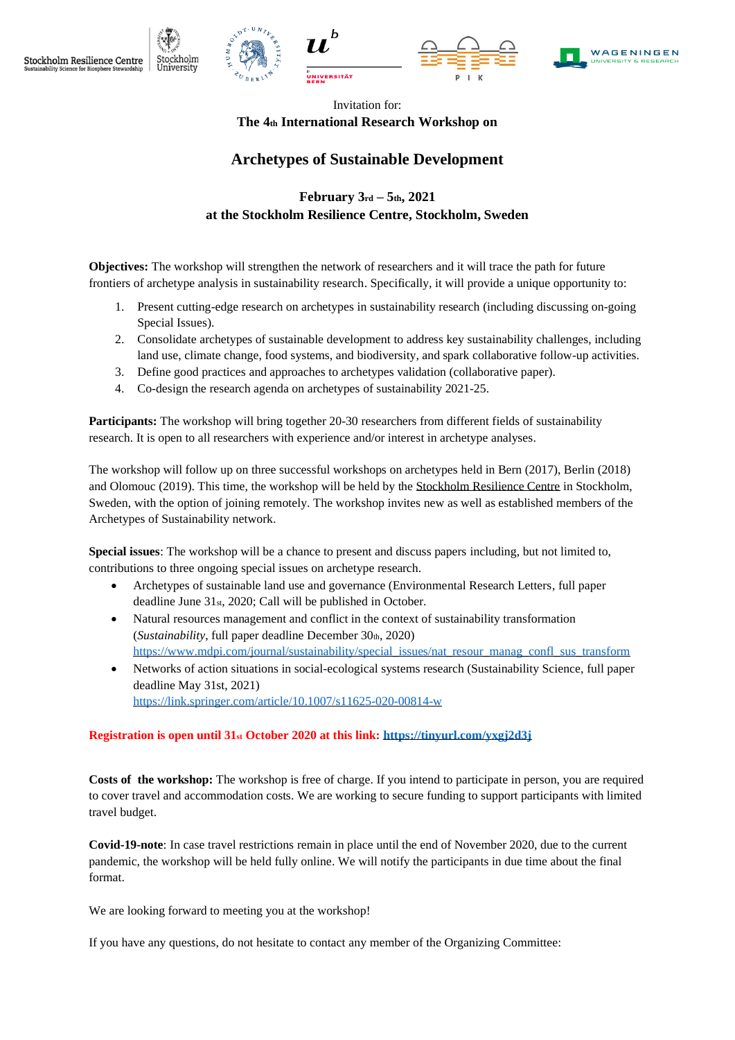Invitation for:

**The 4th International Research Workshop on**

# Archetypes of Sustainable Development

**February 3rd – 5th, 2021**
**at the Stockholm Resilience Centre, Stockholm, Sweden**

**Objectives:** The workshop will strengthen the network of researchers and it will trace the path for future frontiers of archetype analysis in sustainability research. Specifically, it will provide a unique opportunity to:

1. Present cutting-edge research on archetypes in sustainability research (including discussing on-going Special Issues).
2. Consolidate archetypes of sustainable development to address key sustainability challenges, including land use, climate change, food systems, and biodiversity, and spark collaborative follow-up activities.
3. Define good practices and approaches to archetypes validation (collaborative paper).
4. Co-design the research agenda on archetypes of sustainability 2021-25.

**Participants:** The workshop will bring together 20-30 researchers from different fields of sustainability research. It is open to all researchers with experience and/or interest in archetype analyses.

The workshop will follow up on three successful workshops on archetypes held in Bern (2017), Berlin (2018) and Olomouc (2019). This time, the workshop will be held by the Stockholm Resilience Centre in Stockholm, Sweden, with the option of joining remotely. The workshop invites new as well as established members of the Archetypes of Sustainability network.

**Special issues**: The workshop will be a chance to present and discuss papers including, but not limited to, contributions to three ongoing special issues on archetype research.

- Archetypes of sustainable land use and governance (Environmental Research Letters, full paper deadline June 31st, 2020; Call will be published in October.
- Natural resources management and conflict in the context of sustainability transformation (*Sustainability*, full paper deadline December 30th, 2020) https://www.mdpi.com/journal/sustainability/special_issues/nat_resour_manag_confl_sus_transform
- Networks of action situations in social-ecological systems research (Sustainability Science, full paper deadline May 31st, 2021) https://link.springer.com/article/10.1007/s11625-020-00814-w

**Registration is open until 31st October 2020 at this link: https://tinyurl.com/yxgj2d3j**

**Costs of the workshop:** The workshop is free of charge. If you intend to participate in person, you are required to cover travel and accommodation costs. We are working to secure funding to support participants with limited travel budget.

**Covid-19-note**: In case travel restrictions remain in place until the end of November 2020, due to the current pandemic, the workshop will be held fully online. We will notify the participants in due time about the final format.

We are looking forward to meeting you at the workshop!

If you have any questions, do not hesitate to contact any member of the Organizing Committee: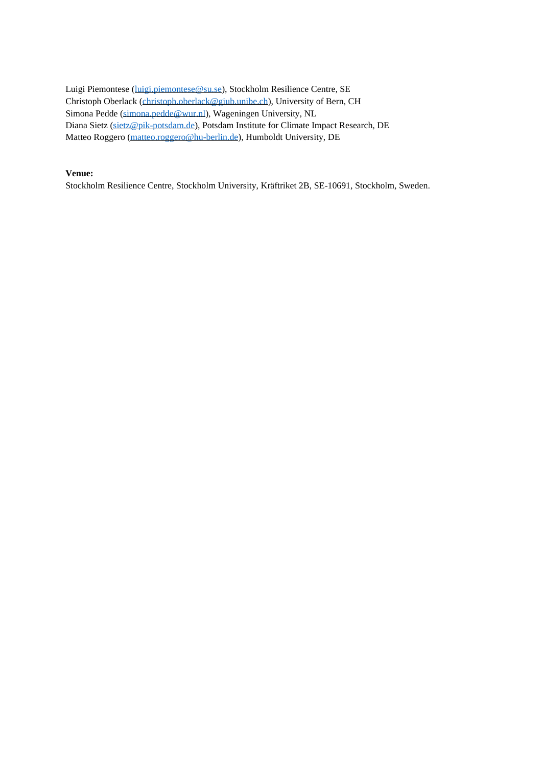Luigi Piemontese (luigi.piemontese@su.se), Stockholm Resilience Centre, SE
Christoph Oberlack (christoph.oberlack@giub.unibe.ch), University of Bern, CH
Simona Pedde (simona.pedde@wur.nl), Wageningen University, NL
Diana Sietz (sietz@pik-potsdam.de), Potsdam Institute for Climate Impact Research, DE
Matteo Roggero (matteo.roggero@hu-berlin.de), Humboldt University, DE

**Venue:**
Stockholm Resilience Centre, Stockholm University, Kräftriket 2B, SE-10691, Stockholm, Sweden.